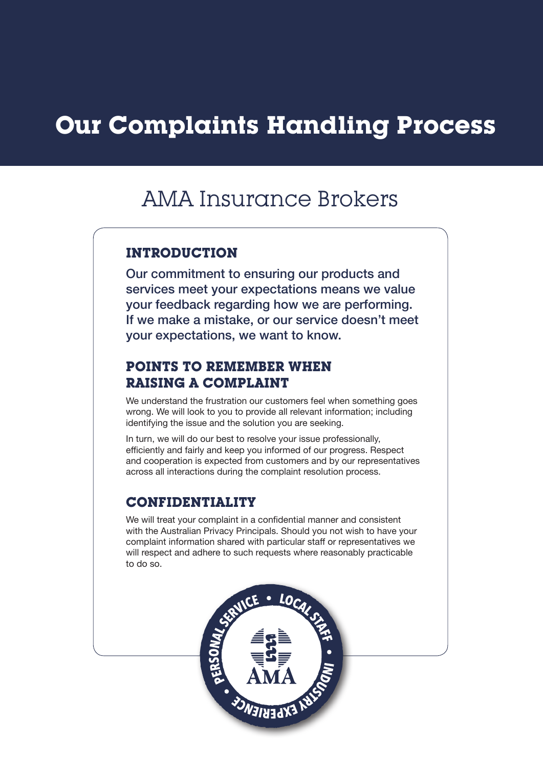# Our Complaints Handling Process

## AMA Insurance Brokers

### INTRODUCTION

Our commitment to ensuring our products and services meet your expectations means we value your feedback regarding how we are performing. If we make a mistake, or our service doesn't meet your expectations, we want to know.

### POINTS TO REMEMBER WHEN RAISING A COMPLAINT

We understand the frustration our customers feel when something goes wrong. We will look to you to provide all relevant information; including identifying the issue and the solution you are seeking.

In turn, we will do our best to resolve your issue professionally, efficiently and fairly and keep you informed of our progress. Respect and cooperation is expected from customers and by our representatives across all interactions during the complaint resolution process.

### CONFIDENTIALITY

We will treat your complaint in a confidential manner and consistent with the Australian Privacy Principals. Should you not wish to have your complaint information shared with particular staff or representatives we will respect and adhere to such requests where reasonably practicable to do so.

PERSONAL SERVICE • LOCAL STAFF • INDUSTRY EXPERIENCE •

AMA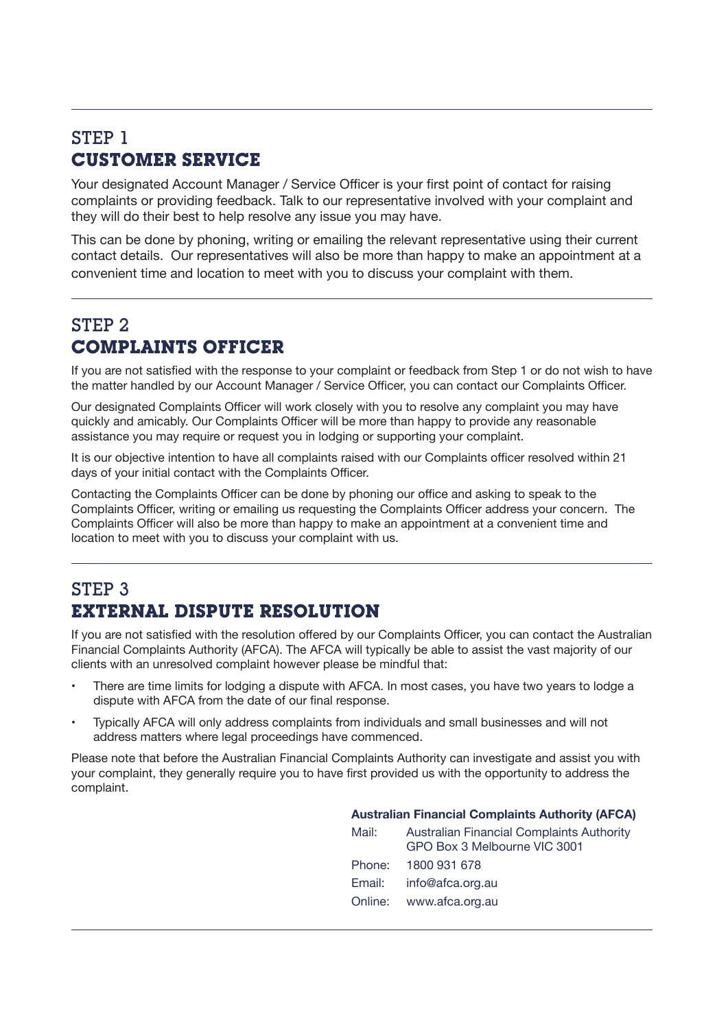## STEP 1
## CUSTOMER SERVICE

Your designated Account Manager / Service Officer is your first point of contact for raising complaints or providing feedback. Talk to our representative involved with your complaint and they will do their best to help resolve any issue you may have.

This can be done by phoning, writing or emailing the relevant representative using their current contact details. Our representatives will also be more than happy to make an appointment at a convenient time and location to meet with you to discuss your complaint with them.

## STEP 2
## COMPLAINTS OFFICER

If you are not satisfied with the response to your complaint or feedback from Step 1 or do not wish to have the matter handled by our Account Manager / Service Officer, you can contact our Complaints Officer.

Our designated Complaints Officer will work closely with you to resolve any complaint you may have quickly and amicably. Our Complaints Officer will be more than happy to provide any reasonable assistance you may require or request you in lodging or supporting your complaint.

It is our objective intention to have all complaints raised with our Complaints officer resolved within 21 days of your initial contact with the Complaints Officer.

Contacting the Complaints Officer can be done by phoning our office and asking to speak to the Complaints Officer, writing or emailing us requesting the Complaints Officer address your concern. The Complaints Officer will also be more than happy to make an appointment at a convenient time and location to meet with you to discuss your complaint with us.

## STEP 3
## EXTERNAL DISPUTE RESOLUTION

If you are not satisfied with the resolution offered by our Complaints Officer, you can contact the Australian Financial Complaints Authority (AFCA). The AFCA will typically be able to assist the vast majority of our clients with an unresolved complaint however please be mindful that:

- There are time limits for lodging a dispute with AFCA. In most cases, you have two years to lodge a dispute with AFCA from the date of our final response.
- Typically AFCA will only address complaints from individuals and small businesses and will not address matters where legal proceedings have commenced.

Please note that before the Australian Financial Complaints Authority can investigate and assist you with your complaint, they generally require you to have first provided us with the opportunity to address the complaint.

**Australian Financial Complaints Authority (AFCA)**

| | |
|---|---|
| Mail: | Australian Financial Complaints Authority<br>GPO Box 3 Melbourne VIC 3001 |
| Phone: | 1800 931 678 |
| Email: | info@afca.org.au |
| Online: | www.afca.org.au |